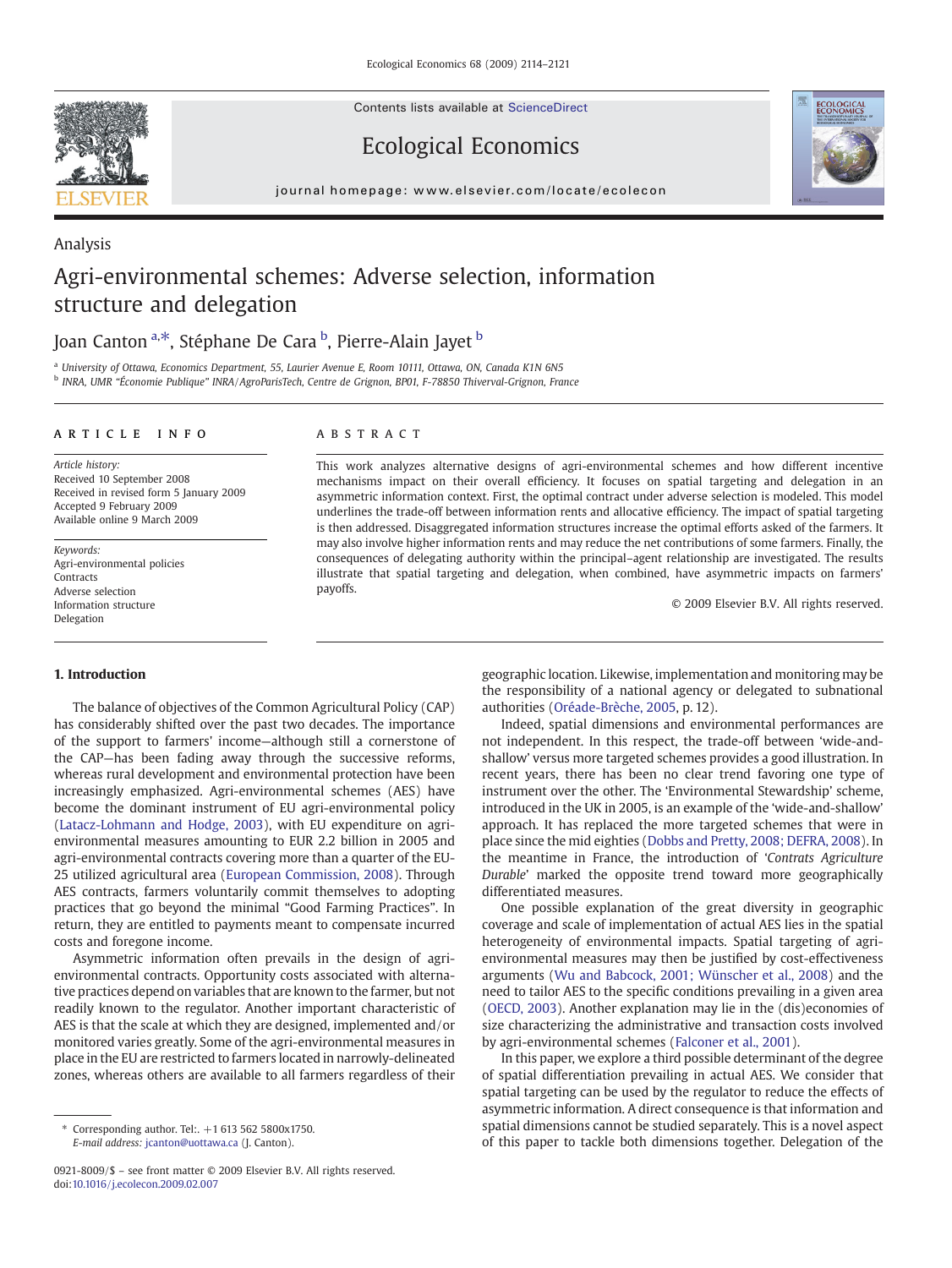Analysis

# Agri-environmental schemes: Adverse selection, information structure and delegation

Joan Canton [a,*], Stéphane De Cara [b], Pierre-Alain Jayet [b]

[a] University of Ottawa, Economics Department, 55, Laurier Avenue E, Room 10111, Ottawa, ON, Canada K1N 6N5
[b] INRA, UMR "Économie Publique" INRA/AgroParisTech, Centre de Grignon, BP01, F-78850 Thiverval-Grignon, France

**ARTICLE INFO**

*Article history:*
Received 10 September 2008
Received in revised form 5 January 2009
Accepted 9 February 2009
Available online 9 March 2009

*Keywords:*
Agri-environmental policies
Contracts
Adverse selection
Information structure
Delegation

**ABSTRACT**

This work analyzes alternative designs of agri-environmental schemes and how different incentive mechanisms impact on their overall efficiency. It focuses on spatial targeting and delegation in an asymmetric information context. First, the optimal contract under adverse selection is modeled. This model underlines the trade-off between information rents and allocative efficiency. The impact of spatial targeting is then addressed. Disaggregated information structures increase the optimal efforts asked of the farmers. It may also involve higher information rents and may reduce the net contributions of some farmers. Finally, the consequences of delegating authority within the principal–agent relationship are investigated. The results illustrate that spatial targeting and delegation, when combined, have asymmetric impacts on farmers' payoffs.

© 2009 Elsevier B.V. All rights reserved.

## 1. Introduction

The balance of objectives of the Common Agricultural Policy (CAP) has considerably shifted over the past two decades. The importance of the support to farmers' income—although still a cornerstone of the CAP—has been fading away through the successive reforms, whereas rural development and environmental protection have been increasingly emphasized. Agri-environmental schemes (AES) have become the dominant instrument of EU agri-environmental policy (Latacz-Lohmann and Hodge, 2003), with EU expenditure on agri-environmental measures amounting to EUR 2.2 billion in 2005 and agri-environmental contracts covering more than a quarter of the EU-25 utilized agricultural area (European Commission, 2008). Through AES contracts, farmers voluntarily commit themselves to adopting practices that go beyond the minimal "Good Farming Practices". In return, they are entitled to payments meant to compensate incurred costs and foregone income.

Asymmetric information often prevails in the design of agri-environmental contracts. Opportunity costs associated with alternative practices depend on variables that are known to the farmer, but not readily known to the regulator. Another important characteristic of AES is that the scale at which they are designed, implemented and/or monitored varies greatly. Some of the agri-environmental measures in place in the EU are restricted to farmers located in narrowly-delineated zones, whereas others are available to all farmers regardless of their geographic location. Likewise, implementation and monitoring may be the responsibility of a national agency or delegated to subnational authorities (Oréade-Brèche, 2005, p. 12).

Indeed, spatial dimensions and environmental performances are not independent. In this respect, the trade-off between 'wide-and-shallow' versus more targeted schemes provides a good illustration. In recent years, there has been no clear trend favoring one type of instrument over the other. The 'Environmental Stewardship' scheme, introduced in the UK in 2005, is an example of the 'wide-and-shallow' approach. It has replaced the more targeted schemes that were in place since the mid eighties (Dobbs and Pretty, 2008; DEFRA, 2008). In the meantime in France, the introduction of '*Contrats Agriculture Durable*' marked the opposite trend toward more geographically differentiated measures.

One possible explanation of the great diversity in geographic coverage and scale of implementation of actual AES lies in the spatial heterogeneity of environmental impacts. Spatial targeting of agri-environmental measures may then be justified by cost-effectiveness arguments (Wu and Babcock, 2001; Wünscher et al., 2008) and the need to tailor AES to the specific conditions prevailing in a given area (OECD, 2003). Another explanation may lie in the (dis)economies of size characterizing the administrative and transaction costs involved by agri-environmental schemes (Falconer et al., 2001).

In this paper, we explore a third possible determinant of the degree of spatial differentiation prevailing in actual AES. We consider that spatial targeting can be used by the regulator to reduce the effects of asymmetric information. A direct consequence is that information and spatial dimensions cannot be studied separately. This is a novel aspect of this paper to tackle both dimensions together. Delegation of the

\* Corresponding author. Tel:. +1 613 562 5800x1750.
*E-mail address:* jcanton@uottawa.ca (J. Canton).

0921-8009/$ – see front matter © 2009 Elsevier B.V. All rights reserved.
doi:10.1016/j.ecolecon.2009.02.007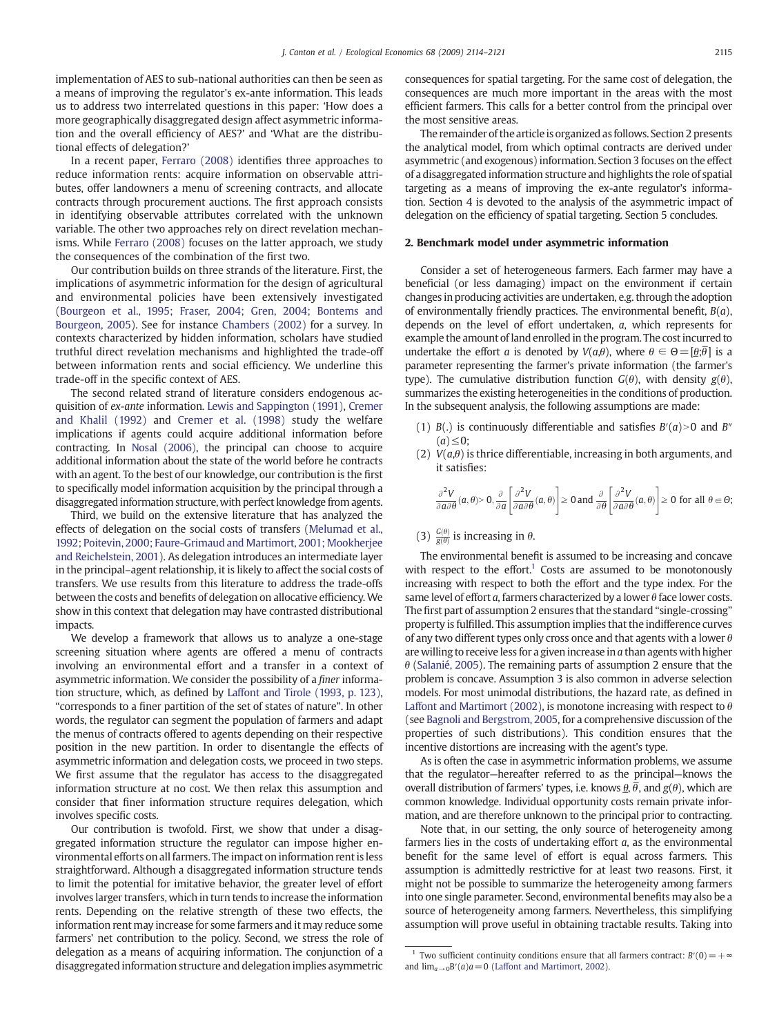implementation of AES to sub-national authorities can then be seen as a means of improving the regulator's ex-ante information. This leads us to address two interrelated questions in this paper: ‘How does a more geographically disaggregated design affect asymmetric information and the overall efficiency of AES?’ and ‘What are the distributional effects of delegation?’

In a recent paper, Ferraro (2008) identifies three approaches to reduce information rents: acquire information on observable attributes, offer landowners a menu of screening contracts, and allocate contracts through procurement auctions. The first approach consists in identifying observable attributes correlated with the unknown variable. The other two approaches rely on direct revelation mechanisms. While Ferraro (2008) focuses on the latter approach, we study the consequences of the combination of the first two.

Our contribution builds on three strands of the literature. First, the implications of asymmetric information for the design of agricultural and environmental policies have been extensively investigated (Bourgeon et al., 1995; Fraser, 2004; Gren, 2004; Bontems and Bourgeon, 2005). See for instance Chambers (2002) for a survey. In contexts characterized by hidden information, scholars have studied truthful direct revelation mechanisms and highlighted the trade-off between information rents and social efficiency. We underline this trade-off in the specific context of AES.

The second related strand of literature considers endogenous acquisition of *ex-ante* information. Lewis and Sappington (1991), Cremer and Khalil (1992) and Cremer et al. (1998) study the welfare implications if agents could acquire additional information before contracting. In Nosal (2006), the principal can choose to acquire additional information about the state of the world before he contracts with an agent. To the best of our knowledge, our contribution is the first to specifically model information acquisition by the principal through a disaggregated information structure, with perfect knowledge from agents.

Third, we build on the extensive literature that has analyzed the effects of delegation on the social costs of transfers (Melumad et al., 1992; Poitevin, 2000; Faure-Grimaud and Martimort, 2001; Mookherjee and Reichelstein, 2001). As delegation introduces an intermediate layer in the principal–agent relationship, it is likely to affect the social costs of transfers. We use results from this literature to analyze the trade-offs between the costs and benefits of delegation on allocative efficiency. We show in this context that delegation may have contrasted distributional impacts.

We develop a framework that allows us to analyze a one-stage screening situation where agents are offered a menu of contracts involving an environmental effort and a transfer in a context of asymmetric information. We consider the possibility of a *finer* information structure, which, as defined by Laffont and Tirole (1993, p. 123), “corresponds to a finer partition of the set of states of nature”. In other words, the regulator can segment the population of farmers and adapt the menus of contracts offered to agents depending on their respective position in the new partition. In order to disentangle the effects of asymmetric information and delegation costs, we proceed in two steps. We first assume that the regulator has access to the disaggregated information structure at no cost. We then relax this assumption and consider that finer information structure requires delegation, which involves specific costs.

Our contribution is twofold. First, we show that under a disaggregated information structure the regulator can impose higher environmental efforts on all farmers. The impact on information rent is less straightforward. Although a disaggregated information structure tends to limit the potential for imitative behavior, the greater level of effort involves larger transfers, which in turn tends to increase the information rents. Depending on the relative strength of these two effects, the information rent may increase for some farmers and it may reduce some farmers' net contribution to the policy. Second, we stress the role of delegation as a means of acquiring information. The conjunction of a disaggregated information structure and delegation implies asymmetric consequences for spatial targeting. For the same cost of delegation, the consequences are much more important in the areas with the most efficient farmers. This calls for a better control from the principal over the most sensitive areas.

The remainder of the article is organized as follows. Section 2 presents the analytical model, from which optimal contracts are derived under asymmetric (and exogenous) information. Section 3 focuses on the effect of a disaggregated information structure and highlights the role of spatial targeting as a means of improving the ex-ante regulator's information. Section 4 is devoted to the analysis of the asymmetric impact of delegation on the efficiency of spatial targeting. Section 5 concludes.

## 2. Benchmark model under asymmetric information

Consider a set of heterogeneous farmers. Each farmer may have a beneficial (or less damaging) impact on the environment if certain changes in producing activities are undertaken, e.g. through the adoption of environmentally friendly practices. The environmental benefit, $B(a)$, depends on the level of effort undertaken, $a$, which represents for example the amount of land enrolled in the program. The cost incurred to undertake the effort $a$ is denoted by $V(a,\theta)$, where $\theta \in \Theta = [\underline{\theta};\overline{\theta}]$ is a parameter representing the farmer's private information (the farmer's type). The cumulative distribution function $G(\theta)$, with density $g(\theta)$, summarizes the existing heterogeneities in the conditions of production. In the subsequent analysis, the following assumptions are made:

(1) $B(.)$ is continuously differentiable and satisfies $B'(a)>0$ and $B''(a)\leq 0$;
(2) $V(a,\theta)$ is thrice differentiable, increasing in both arguments, and it satisfies:

$$\frac{\partial^2 V}{\partial a \partial \theta}(a,\theta)>0, \frac{\partial}{\partial a}\left[\frac{\partial^2 V}{\partial a \partial \theta}(a,\theta)\right]\geq 0 \text{ and } \frac{\partial}{\partial \theta}\left[\frac{\partial^2 V}{\partial a \partial \theta}(a,\theta)\right]\geq 0 \text{ for all } \theta \in \Theta;$$

(3) $\frac{G(\theta)}{g(\theta)}$ is increasing in $\theta$.

The environmental benefit is assumed to be increasing and concave with respect to the effort.[1] Costs are assumed to be monotonously increasing with respect to both the effort and the type index. For the same level of effort $a$, farmers characterized by a lower $\theta$ face lower costs. The first part of assumption 2 ensures that the standard “single-crossing” property is fulfilled. This assumption implies that the indifference curves of any two different types only cross once and that agents with a lower $\theta$ are willing to receive less for a given increase in $a$ than agents with higher $\theta$ (Salanié, 2005). The remaining parts of assumption 2 ensure that the problem is concave. Assumption 3 is also common in adverse selection models. For most unimodal distributions, the hazard rate, as defined in Laffont and Martimort (2002), is monotone increasing with respect to $\theta$ (see Bagnoli and Bergstrom, 2005, for a comprehensive discussion of the properties of such distributions). This condition ensures that the incentive distortions are increasing with the agent's type.

As is often the case in asymmetric information problems, we assume that the regulator—hereafter referred to as the principal—knows the overall distribution of farmers' types, i.e. knows $\underline{\theta}$, $\overline{\theta}$, and $g(\theta)$, which are common knowledge. Individual opportunity costs remain private information, and are therefore unknown to the principal prior to contracting.

Note that, in our setting, the only source of heterogeneity among farmers lies in the costs of undertaking effort $a$, as the environmental benefit for the same level of effort is equal across farmers. This assumption is admittedly restrictive for at least two reasons. First, it might not be possible to summarize the heterogeneity among farmers into one single parameter. Second, environmental benefits may also be a source of heterogeneity among farmers. Nevertheless, this simplifying assumption will prove useful in obtaining tractable results. Taking into

[1] Two sufficient continuity conditions ensure that all farmers contract: $B'(0)=+\infty$ and $\lim_{a\to 0}B'(a)a=0$ (Laffont and Martimort, 2002).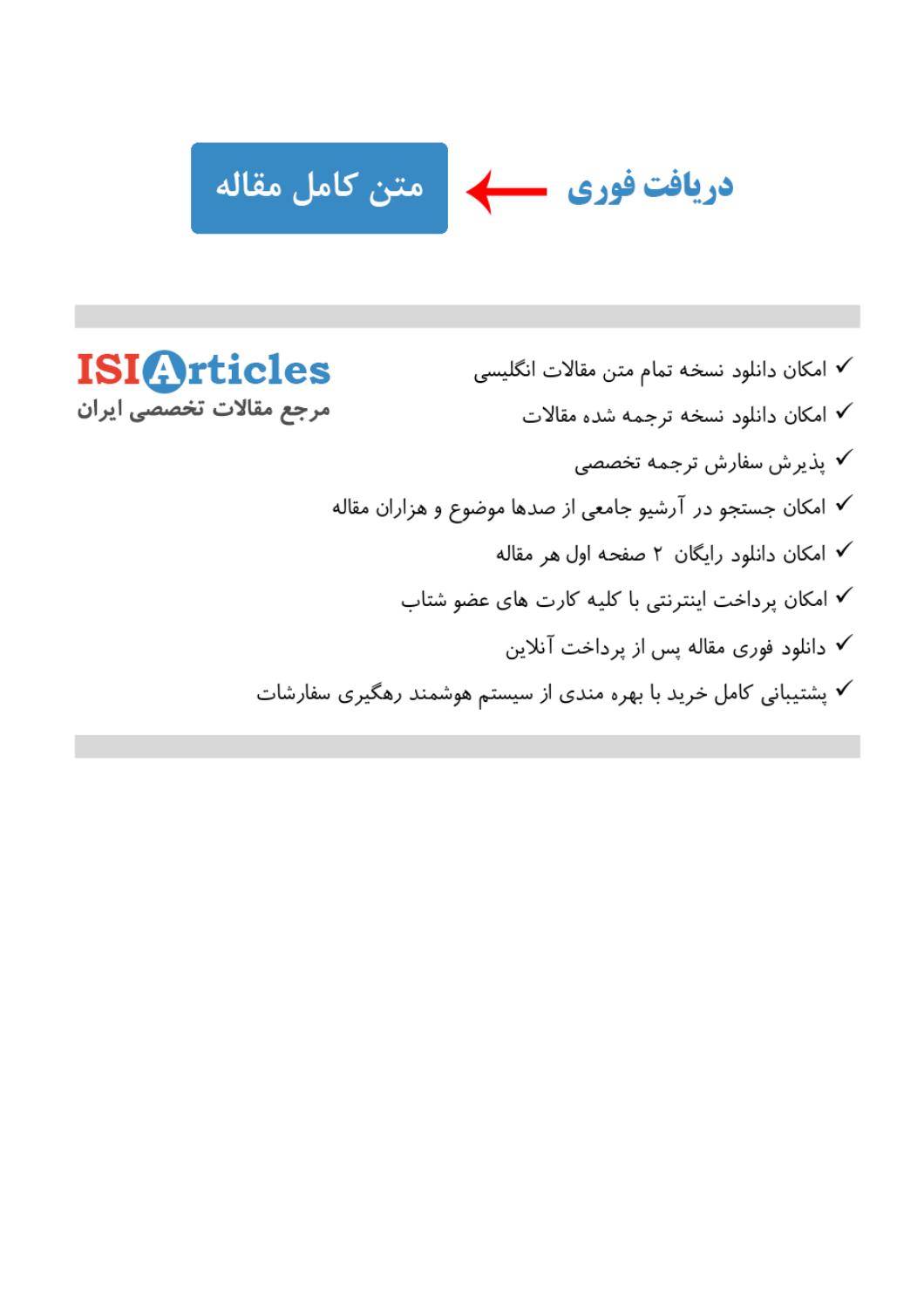دریافت فوری ← متن کامل مقاله

**ISIArticles**
مرجع مقالات تخصصی ایران

- ✓ امکان دانلود نسخه تمام متن مقالات انگلیسی
- ✓ امکان دانلود نسخه ترجمه شده مقالات
- ✓ پذیرش سفارش ترجمه تخصصی
- ✓ امکان جستجو در آرشیو جامعی از صدها موضوع و هزاران مقاله
- ✓ امکان دانلود رایگان ۲ صفحه اول هر مقاله
- ✓ امکان پرداخت اینترنتی با کلیه کارت های عضو شتاب
- ✓ دانلود فوری مقاله پس از پرداخت آنلاین
- ✓ پشتیبانی کامل خرید با بهره مندی از سیستم هوشمند رهگیری سفارشات